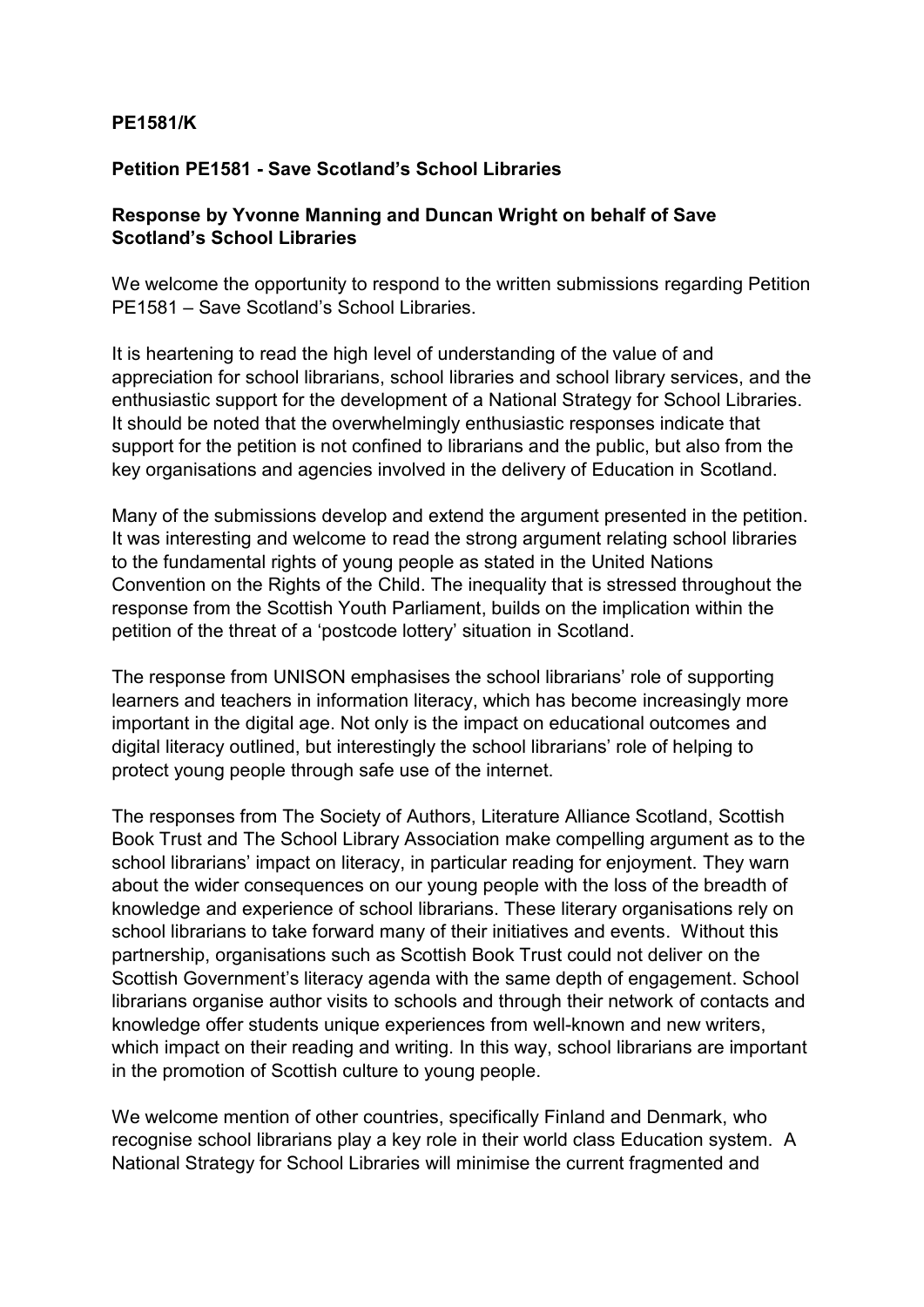**PE1581/K**

**Petition PE1581 - Save Scotland's School Libraries**

**Response by Yvonne Manning and Duncan Wright on behalf of Save Scotland's School Libraries**

We welcome the opportunity to respond to the written submissions regarding Petition PE1581 – Save Scotland's School Libraries.

It is heartening to read the high level of understanding of the value of and appreciation for school librarians, school libraries and school library services, and the enthusiastic support for the development of a National Strategy for School Libraries. It should be noted that the overwhelmingly enthusiastic responses indicate that support for the petition is not confined to librarians and the public, but also from the key organisations and agencies involved in the delivery of Education in Scotland.

Many of the submissions develop and extend the argument presented in the petition. It was interesting and welcome to read the strong argument relating school libraries to the fundamental rights of young people as stated in the United Nations Convention on the Rights of the Child. The inequality that is stressed throughout the response from the Scottish Youth Parliament, builds on the implication within the petition of the threat of a 'postcode lottery' situation in Scotland.

The response from UNISON emphasises the school librarians' role of supporting learners and teachers in information literacy, which has become increasingly more important in the digital age. Not only is the impact on educational outcomes and digital literacy outlined, but interestingly the school librarians' role of helping to protect young people through safe use of the internet.

The responses from The Society of Authors, Literature Alliance Scotland, Scottish Book Trust and The School Library Association make compelling argument as to the school librarians' impact on literacy, in particular reading for enjoyment. They warn about the wider consequences on our young people with the loss of the breadth of knowledge and experience of school librarians. These literary organisations rely on school librarians to take forward many of their initiatives and events. Without this partnership, organisations such as Scottish Book Trust could not deliver on the Scottish Government's literacy agenda with the same depth of engagement. School librarians organise author visits to schools and through their network of contacts and knowledge offer students unique experiences from well-known and new writers, which impact on their reading and writing. In this way, school librarians are important in the promotion of Scottish culture to young people.

We welcome mention of other countries, specifically Finland and Denmark, who recognise school librarians play a key role in their world class Education system. A National Strategy for School Libraries will minimise the current fragmented and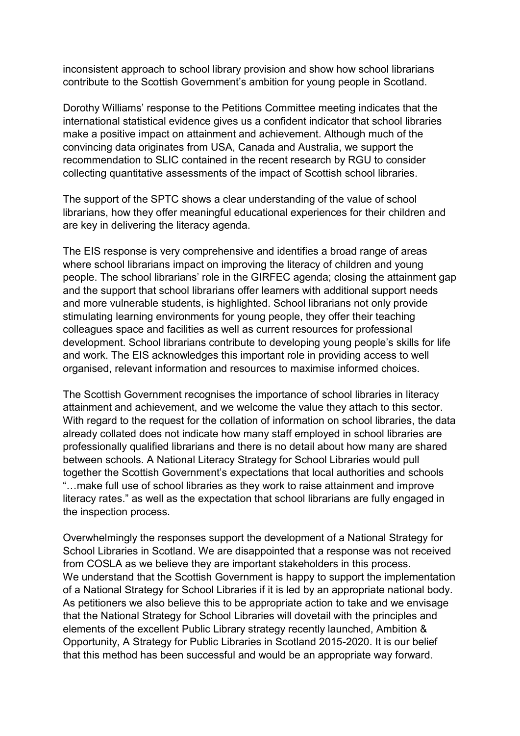inconsistent approach to school library provision and show how school librarians contribute to the Scottish Government's ambition for young people in Scotland.

Dorothy Williams' response to the Petitions Committee meeting indicates that the international statistical evidence gives us a confident indicator that school libraries make a positive impact on attainment and achievement. Although much of the convincing data originates from USA, Canada and Australia, we support the recommendation to SLIC contained in the recent research by RGU to consider collecting quantitative assessments of the impact of Scottish school libraries.

The support of the SPTC shows a clear understanding of the value of school librarians, how they offer meaningful educational experiences for their children and are key in delivering the literacy agenda.

The EIS response is very comprehensive and identifies a broad range of areas where school librarians impact on improving the literacy of children and young people. The school librarians' role in the GIRFEC agenda; closing the attainment gap and the support that school librarians offer learners with additional support needs and more vulnerable students, is highlighted. School librarians not only provide stimulating learning environments for young people, they offer their teaching colleagues space and facilities as well as current resources for professional development. School librarians contribute to developing young people's skills for life and work. The EIS acknowledges this important role in providing access to well organised, relevant information and resources to maximise informed choices.

The Scottish Government recognises the importance of school libraries in literacy attainment and achievement, and we welcome the value they attach to this sector. With regard to the request for the collation of information on school libraries, the data already collated does not indicate how many staff employed in school libraries are professionally qualified librarians and there is no detail about how many are shared between schools. A National Literacy Strategy for School Libraries would pull together the Scottish Government's expectations that local authorities and schools "…make full use of school libraries as they work to raise attainment and improve literacy rates." as well as the expectation that school librarians are fully engaged in the inspection process.

Overwhelmingly the responses support the development of a National Strategy for School Libraries in Scotland. We are disappointed that a response was not received from COSLA as we believe they are important stakeholders in this process.
We understand that the Scottish Government is happy to support the implementation of a National Strategy for School Libraries if it is led by an appropriate national body. As petitioners we also believe this to be appropriate action to take and we envisage that the National Strategy for School Libraries will dovetail with the principles and elements of the excellent Public Library strategy recently launched, Ambition & Opportunity, A Strategy for Public Libraries in Scotland 2015-2020. It is our belief that this method has been successful and would be an appropriate way forward.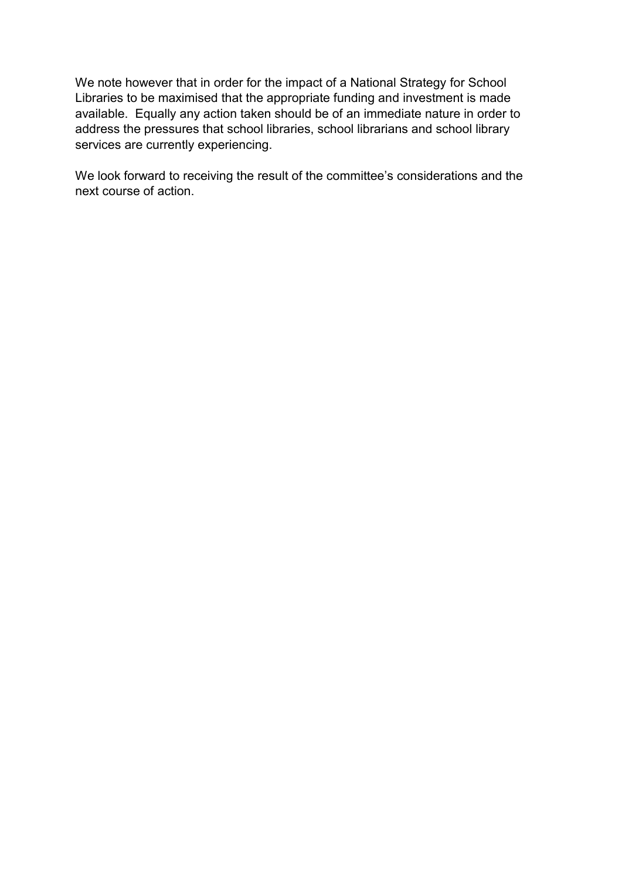We note however that in order for the impact of a National Strategy for School Libraries to be maximised that the appropriate funding and investment is made available. Equally any action taken should be of an immediate nature in order to address the pressures that school libraries, school librarians and school library services are currently experiencing.

We look forward to receiving the result of the committee's considerations and the next course of action.